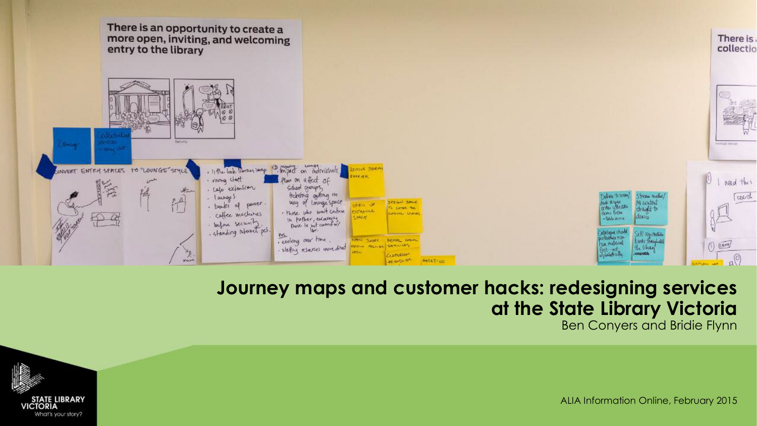# Journey maps and customer hacks: redesigning services at the State Library Victoria

Ben Conyers and Bridie Flynn

ALIA Information Online, February 2015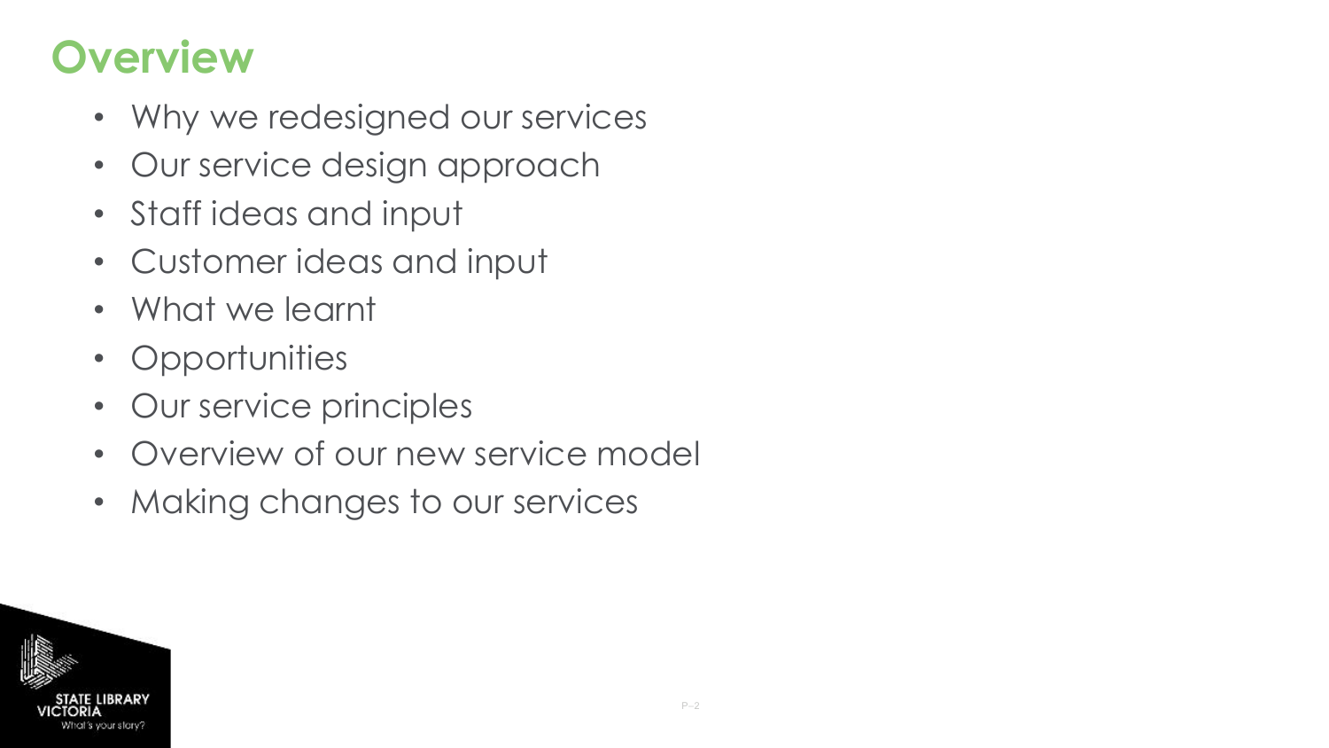# Overview

- Why we redesigned our services
- Our service design approach
- Staff ideas and input
- Customer ideas and input
- What we learnt
- Opportunities
- Our service principles
- Overview of our new service model
- Making changes to our services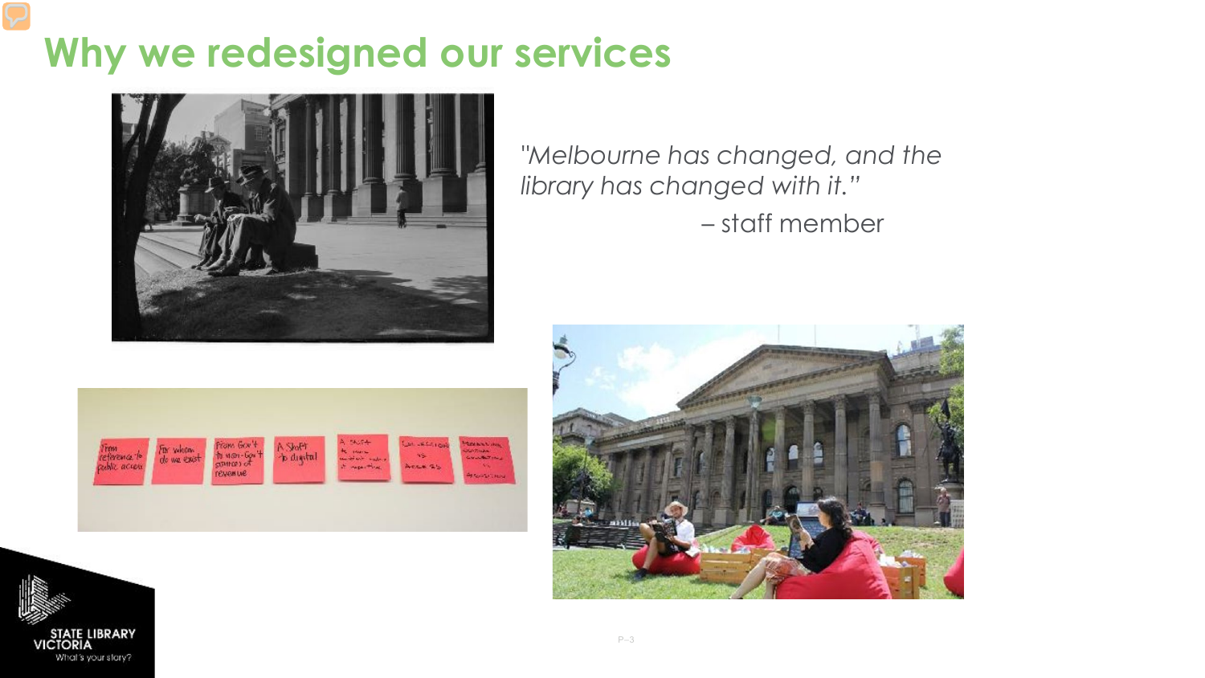# Why we redesigned our services

*"Melbourne has changed, and the library has changed with it."*

– staff member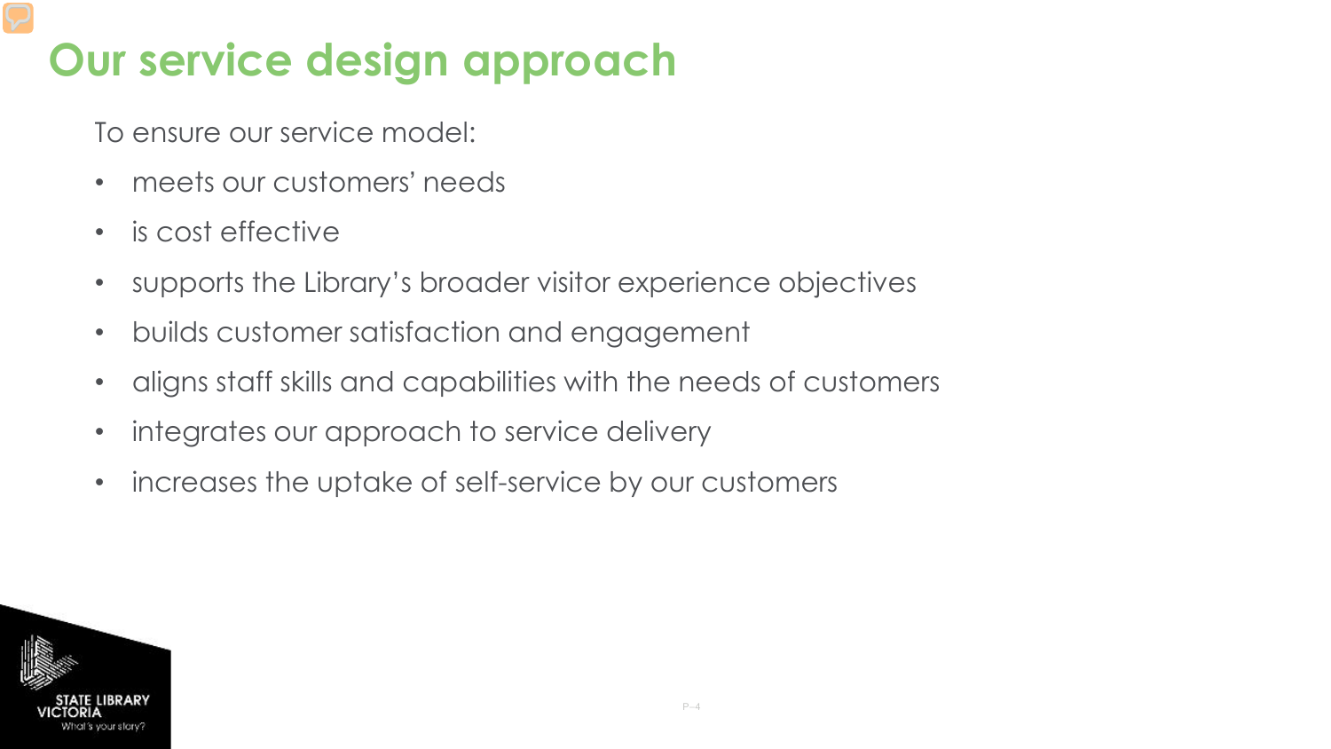# Our service design approach

To ensure our service model:

- meets our customers' needs
- is cost effective
- supports the Library's broader visitor experience objectives
- builds customer satisfaction and engagement
- aligns staff skills and capabilities with the needs of customers
- integrates our approach to service delivery
- increases the uptake of self-service by our customers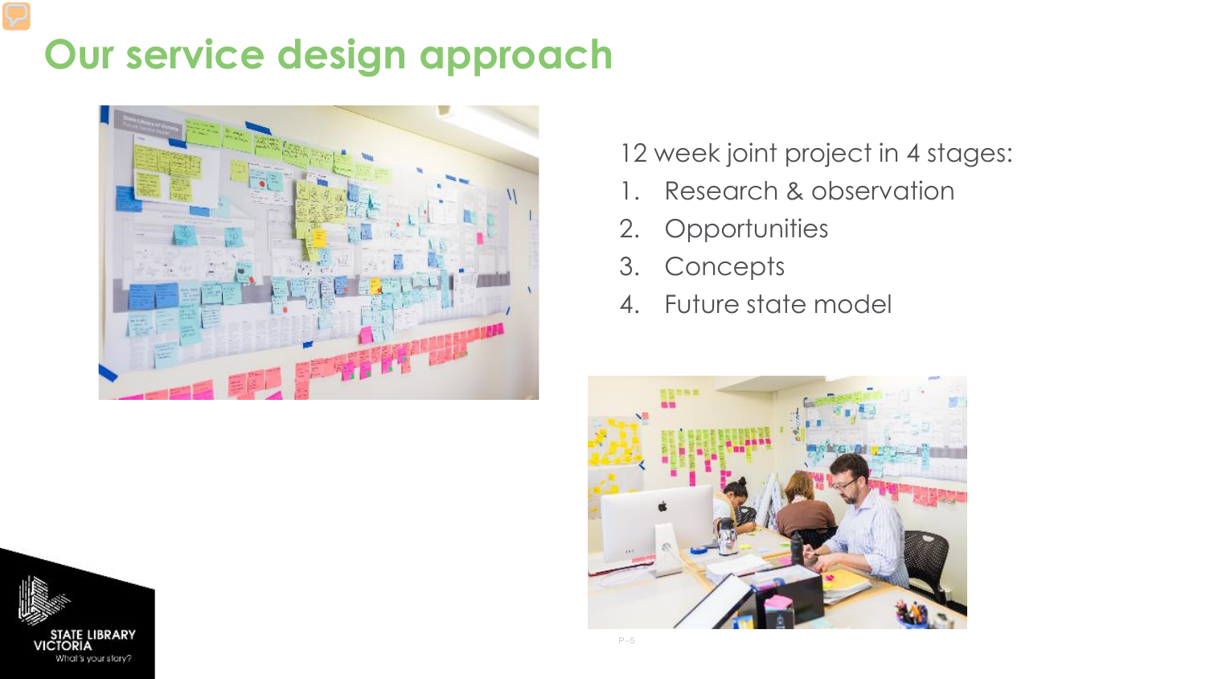# Our service design approach

12 week joint project in 4 stages:

1. Research & observation
2. Opportunities
3. Concepts
4. Future state model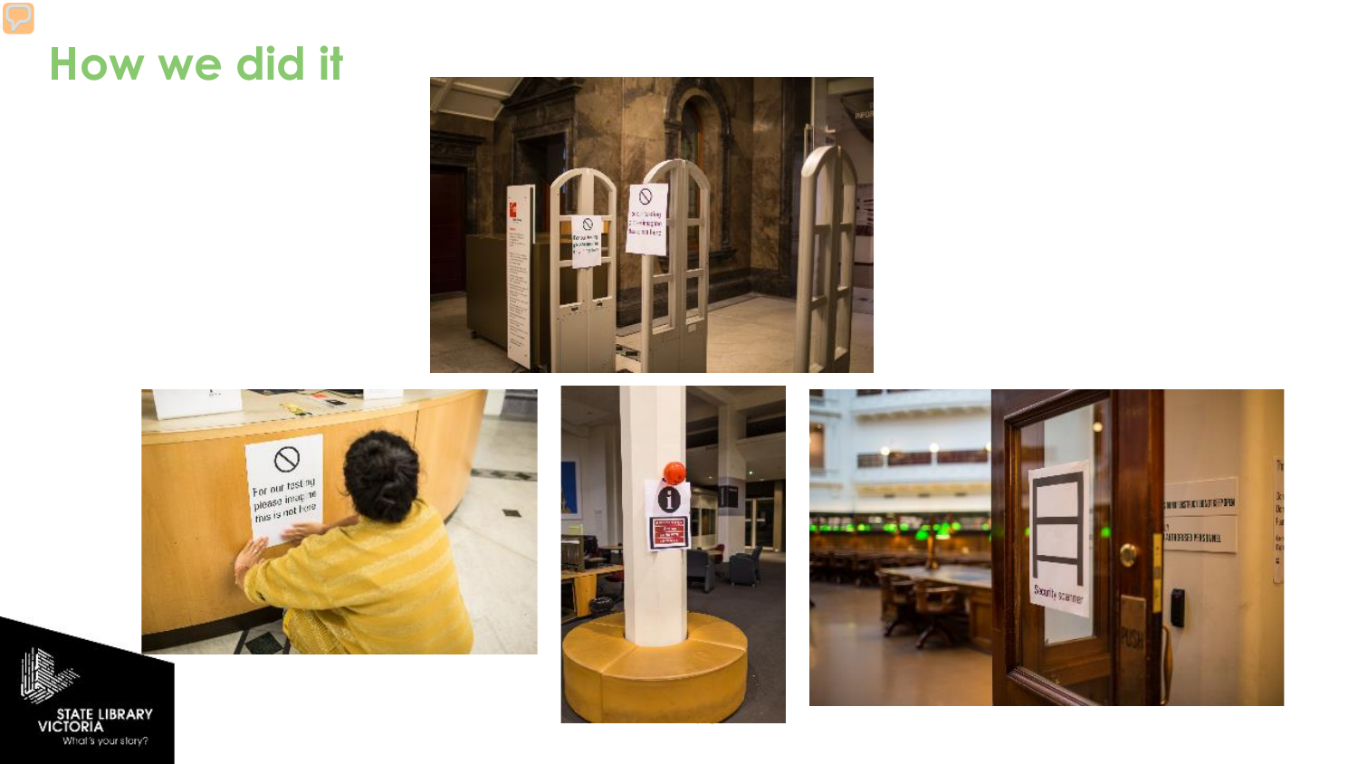# How we did it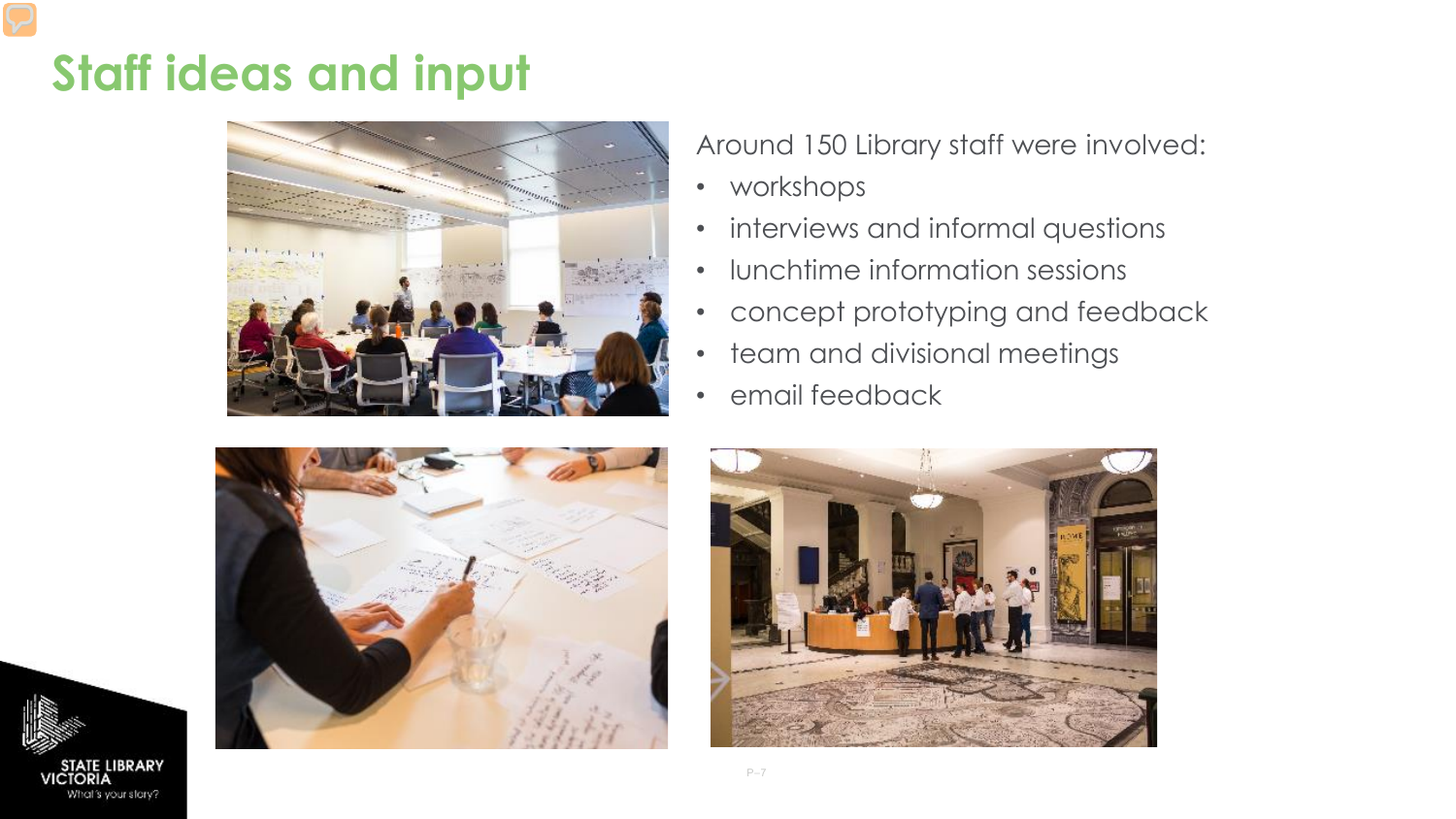# Staff ideas and input

Around 150 Library staff were involved:

- workshops
- interviews and informal questions
- lunchtime information sessions
- concept prototyping and feedback
- team and divisional meetings
- email feedback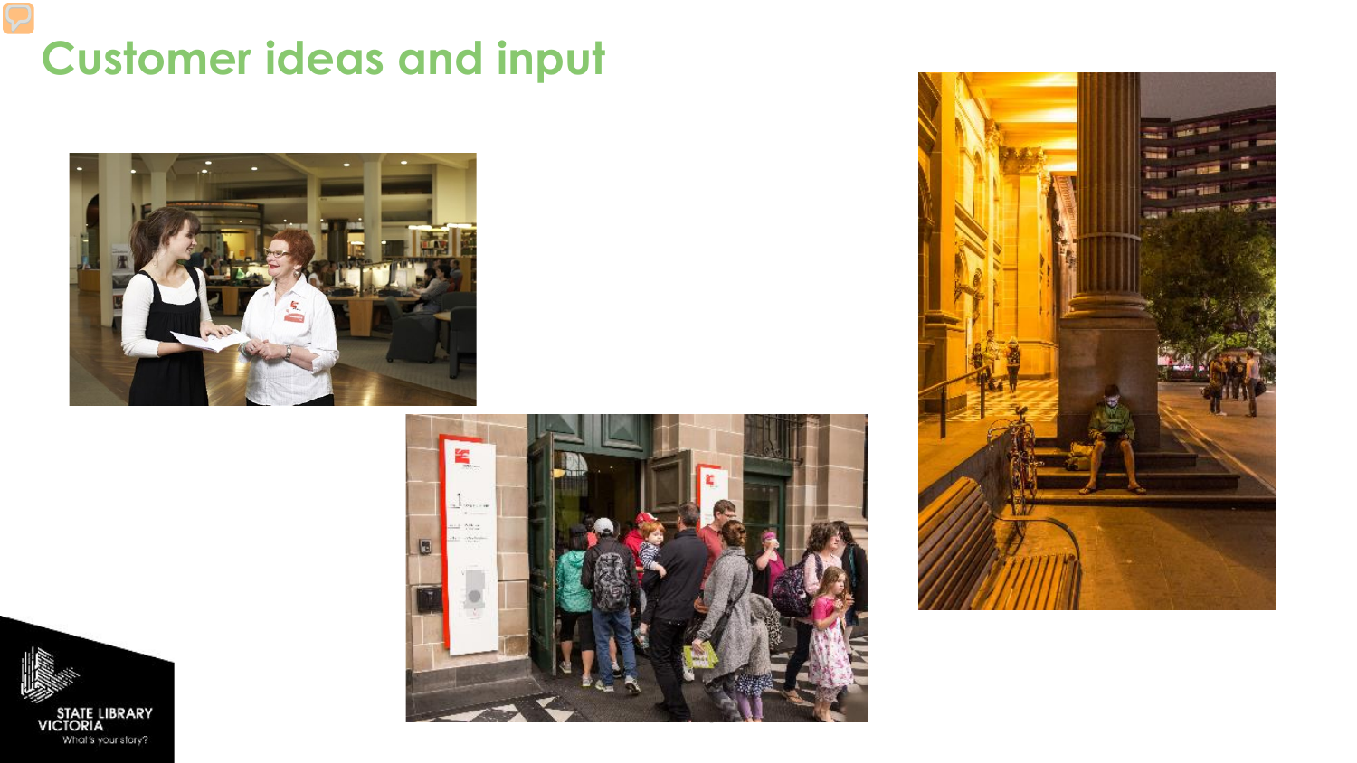# Customer ideas and input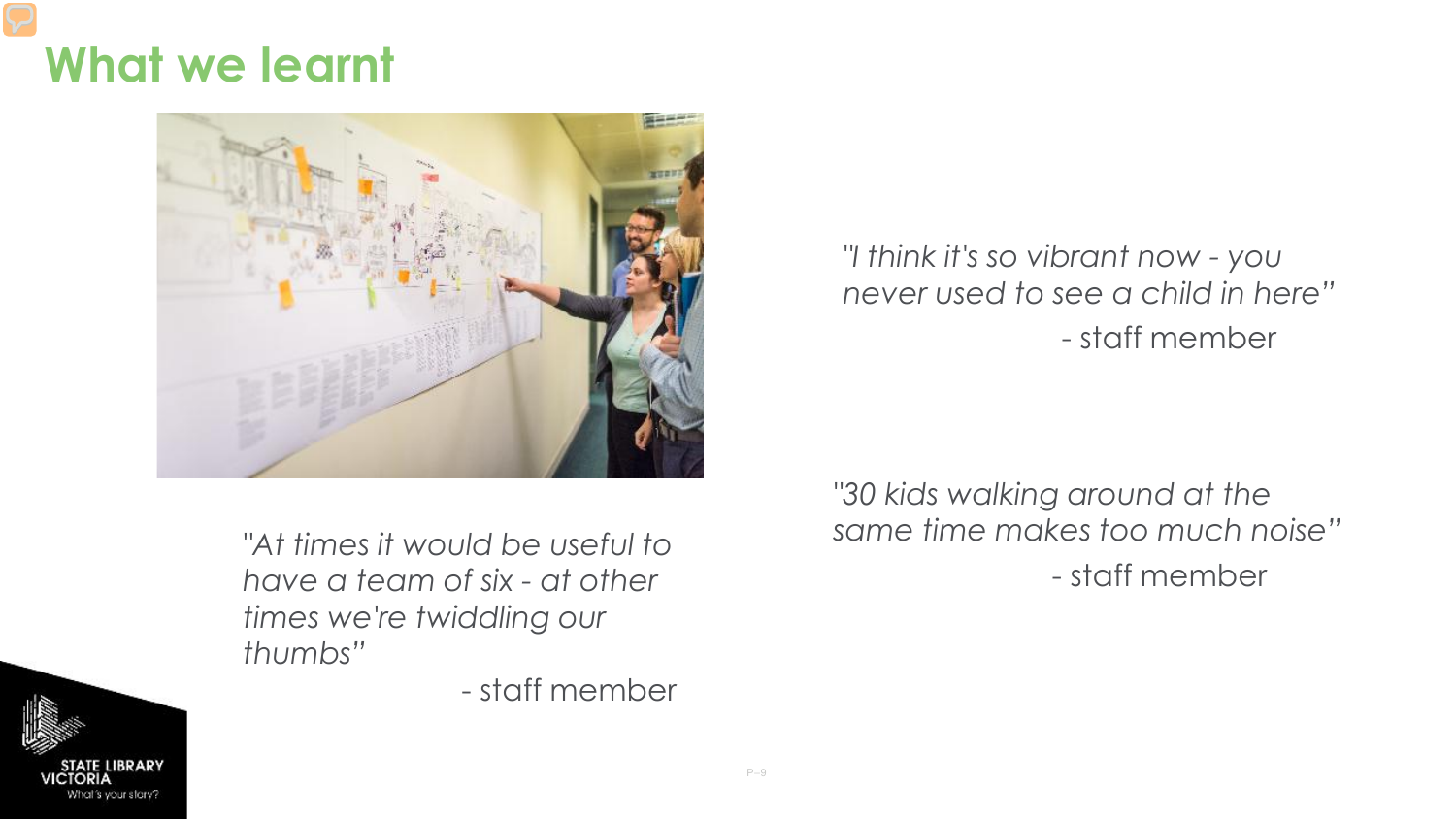# What we learnt

*"At times it would be useful to have a team of six - at other times we're twiddling our thumbs"*

\- staff member

*"I think it's so vibrant now - you never used to see a child in here"*

\- staff member

*"30 kids walking around at the same time makes too much noise"*

\- staff member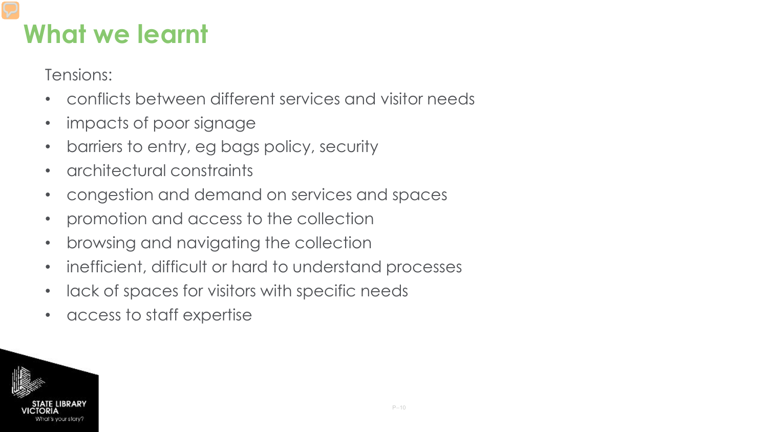# What we learnt

Tensions:

- conflicts between different services and visitor needs
- impacts of poor signage
- barriers to entry, eg bags policy, security
- architectural constraints
- congestion and demand on services and spaces
- promotion and access to the collection
- browsing and navigating the collection
- inefficient, difficult or hard to understand processes
- lack of spaces for visitors with specific needs
- access to staff expertise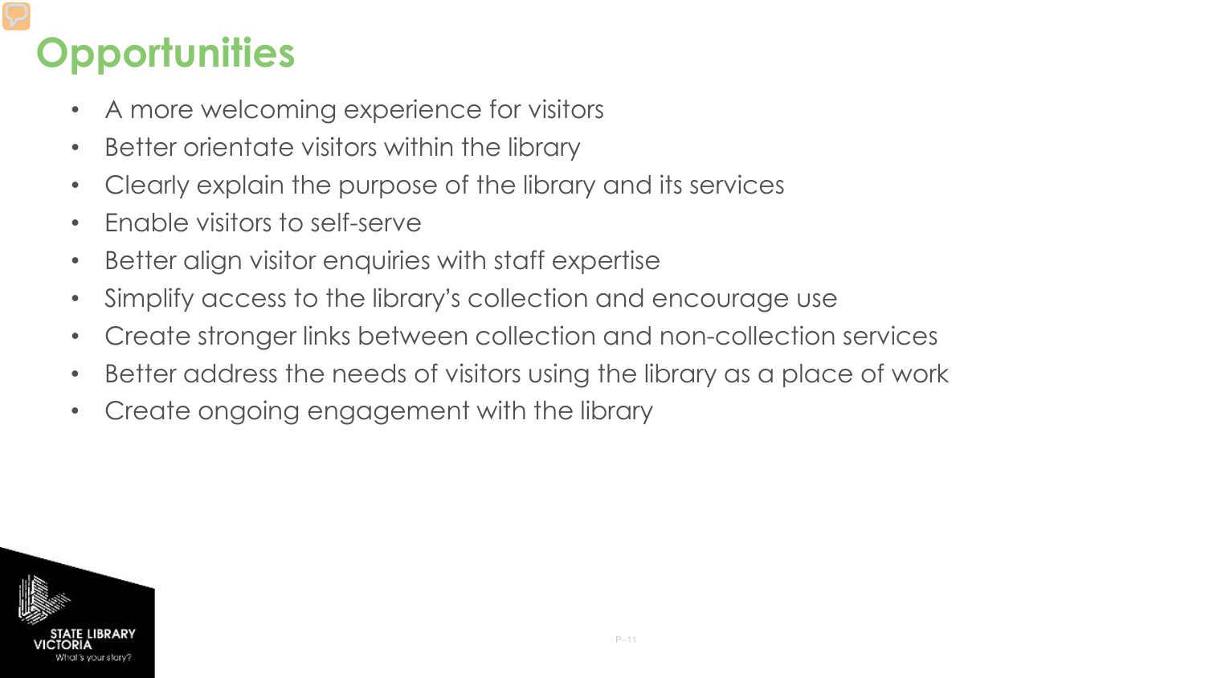# Opportunities

- A more welcoming experience for visitors
- Better orientate visitors within the library
- Clearly explain the purpose of the library and its services
- Enable visitors to self-serve
- Better align visitor enquiries with staff expertise
- Simplify access to the library's collection and encourage use
- Create stronger links between collection and non-collection services
- Better address the needs of visitors using the library as a place of work
- Create ongoing engagement with the library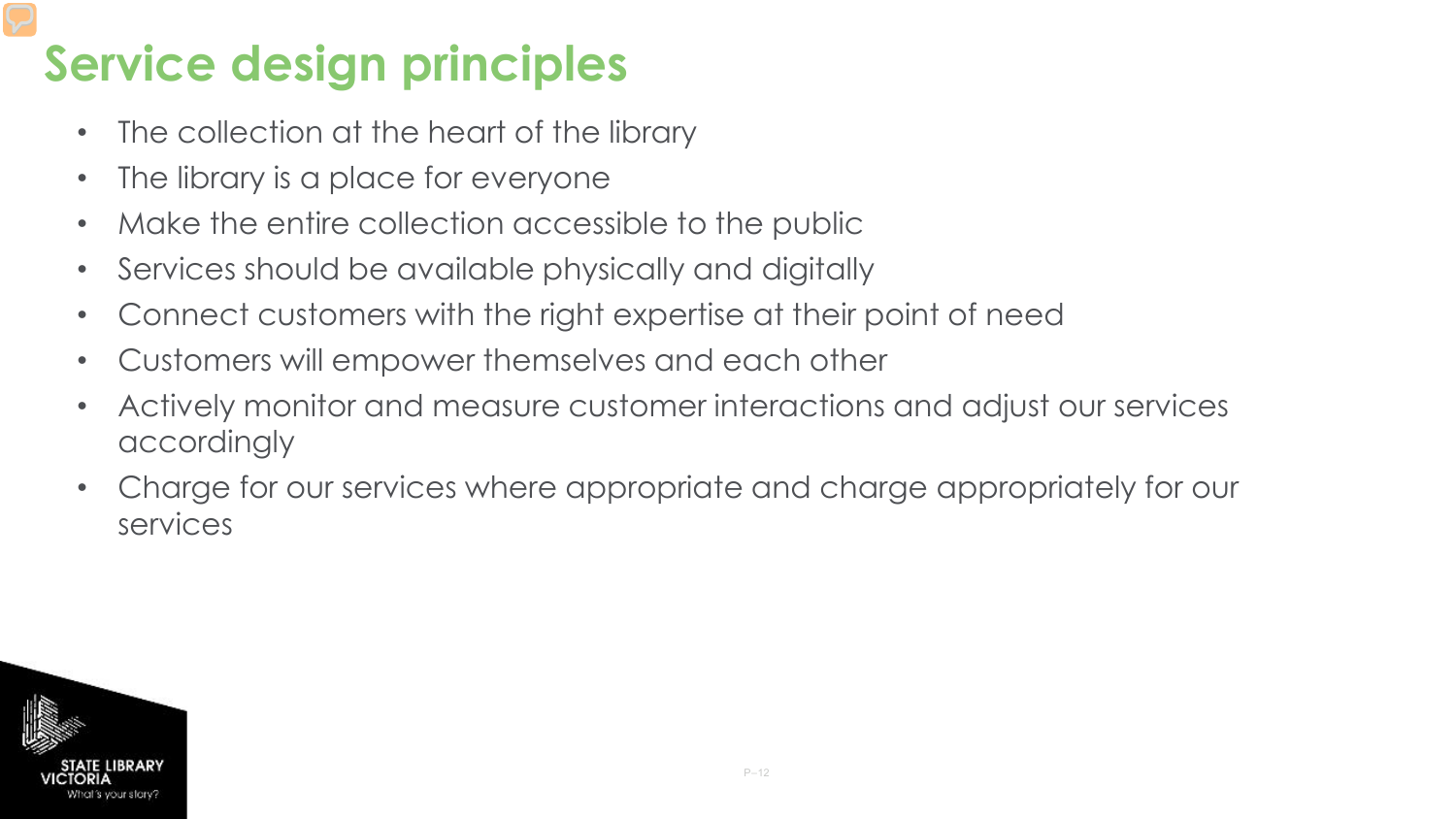# Service design principles

- The collection at the heart of the library
- The library is a place for everyone
- Make the entire collection accessible to the public
- Services should be available physically and digitally
- Connect customers with the right expertise at their point of need
- Customers will empower themselves and each other
- Actively monitor and measure customer interactions and adjust our services accordingly
- Charge for our services where appropriate and charge appropriately for our services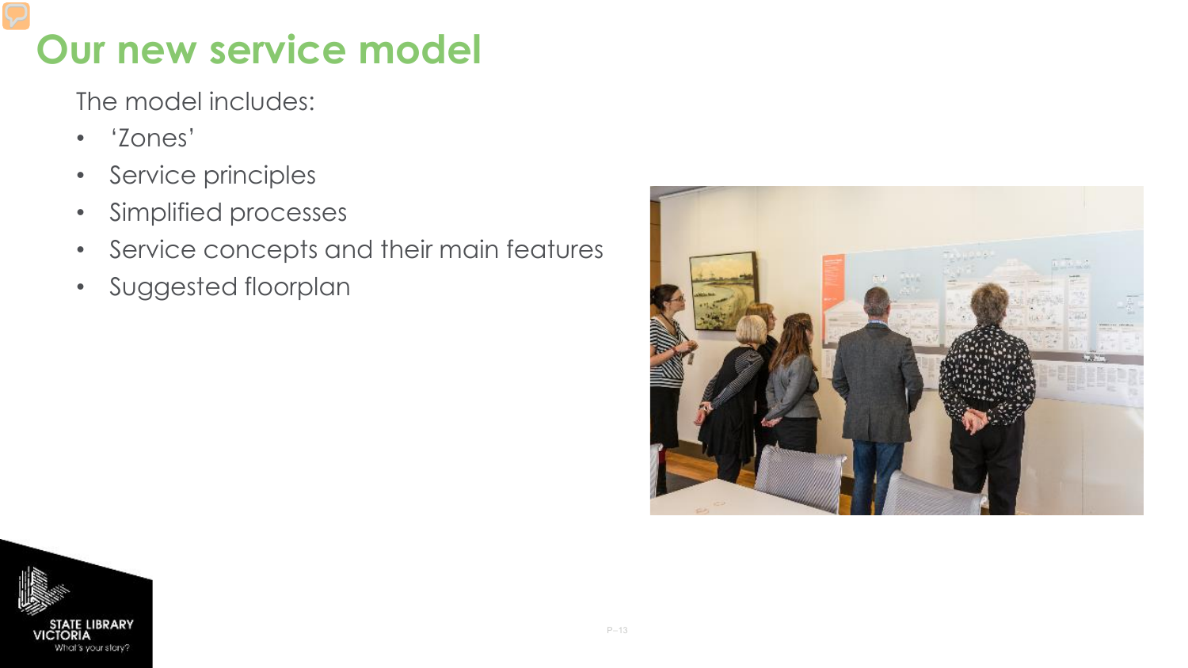# Our new service model

The model includes:

- 'Zones'
- Service principles
- Simplified processes
- Service concepts and their main features
- Suggested floorplan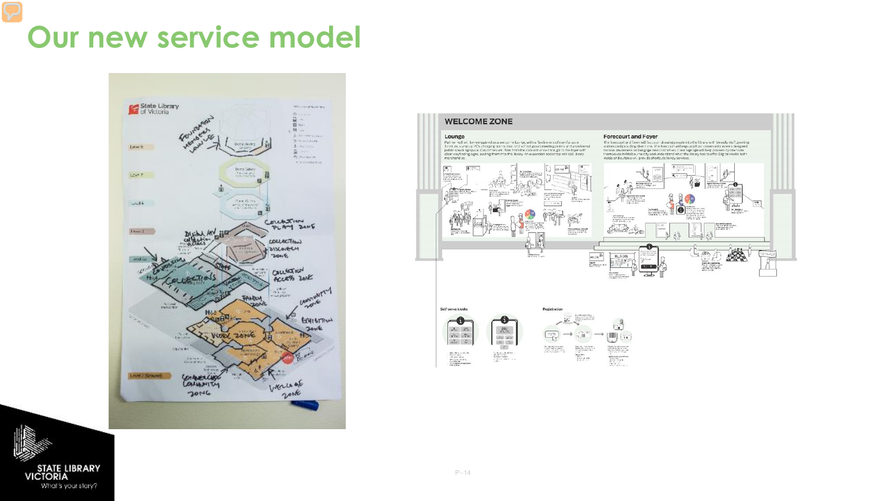# Our new service model

## WELCOME ZONE

### Lounge

### Forecourt and Foyer

Self-serve kiosks

Registration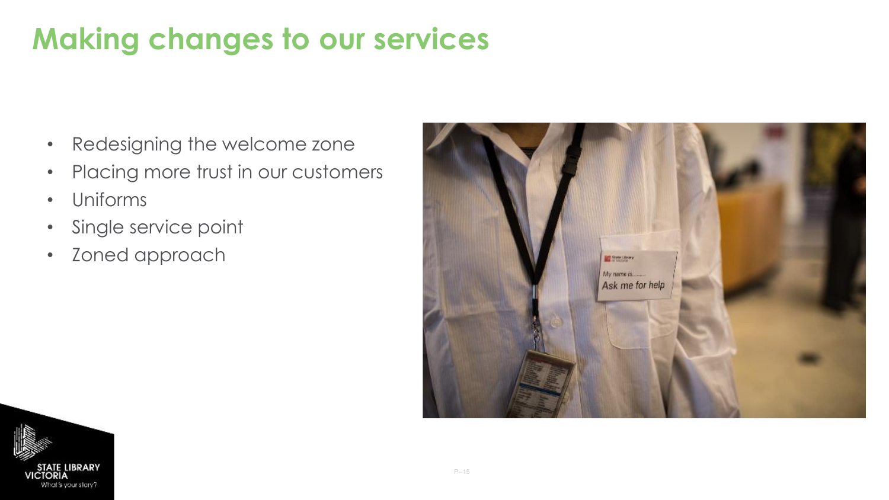# Making changes to our services

- Redesigning the welcome zone
- Placing more trust in our customers
- Uniforms
- Single service point
- Zoned approach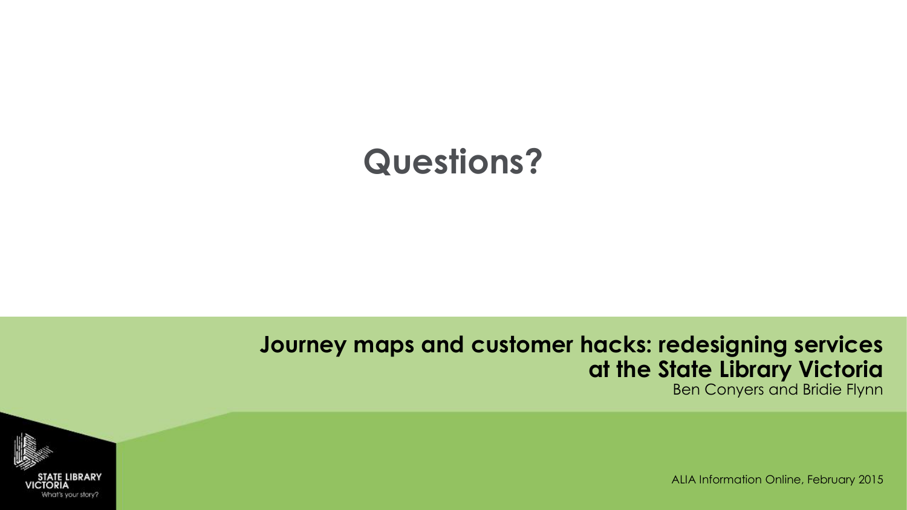# Questions?

**Journey maps and customer hacks: redesigning services at the State Library Victoria**

Ben Conyers and Bridie Flynn

ALIA Information Online, February 2015